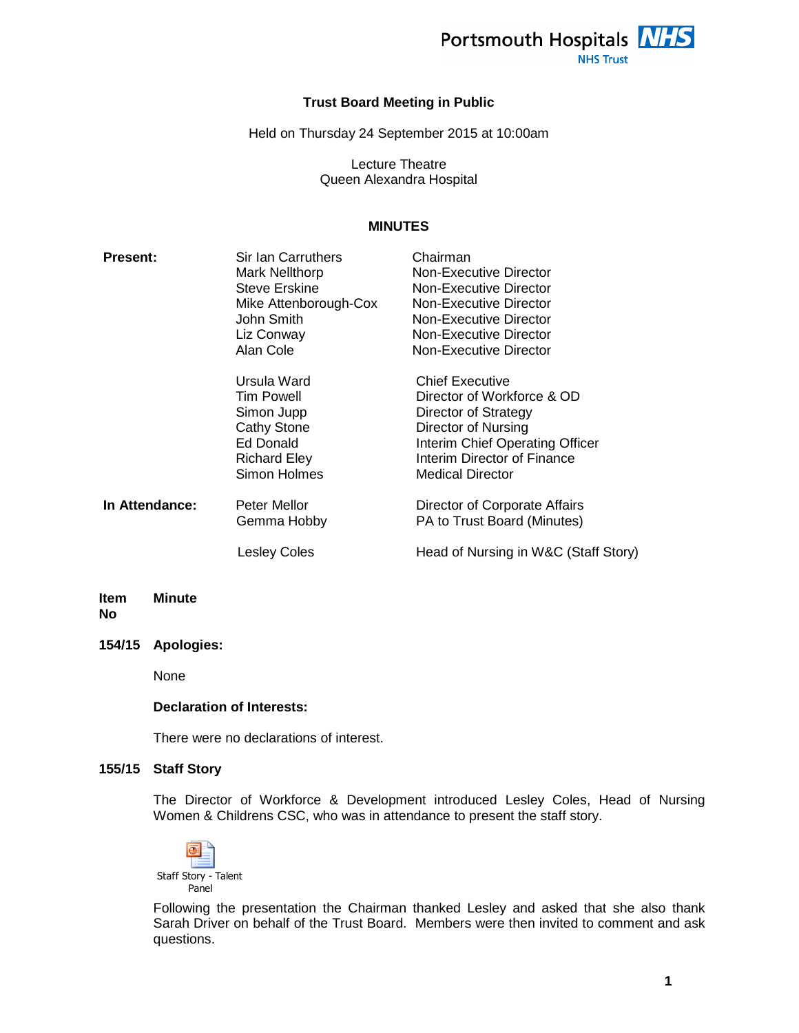Portsmouth Hospitals NHS Trust

# Trust Board Meeting in Public

Held on Thursday 24 September 2015 at 10:00am

Lecture Theatre
Queen Alexandra Hospital

## MINUTES

| | | |
|---|---|---|
| **Present:** | Sir Ian Carruthers | Chairman |
| | Mark Nellthorp | Non-Executive Director |
| | Steve Erskine | Non-Executive Director |
| | Mike Attenborough-Cox | Non-Executive Director |
| | John Smith | Non-Executive Director |
| | Liz Conway | Non-Executive Director |
| | Alan Cole | Non-Executive Director |
| | Ursula Ward | Chief Executive |
| | Tim Powell | Director of Workforce & OD |
| | Simon Jupp | Director of Strategy |
| | Cathy Stone | Director of Nursing |
| | Ed Donald | Interim Chief Operating Officer |
| | Richard Eley | Interim Director of Finance |
| | Simon Holmes | Medical Director |
| **In Attendance:** | Peter Mellor | Director of Corporate Affairs |
| | Gemma Hobby | PA to Trust Board (Minutes) |
| | Lesley Coles | Head of Nursing in W&C (Staff Story) |

| Item No | Minute |
|---|---|
| **154/15** | **Apologies:** |

None

**Declaration of Interests:**

There were no declarations of interest.

**155/15 Staff Story**

The Director of Workforce & Development introduced Lesley Coles, Head of Nursing Women & Childrens CSC, who was in attendance to present the staff story.

Staff Story - Talent Panel

Following the presentation the Chairman thanked Lesley and asked that she also thank Sarah Driver on behalf of the Trust Board. Members were then invited to comment and ask questions.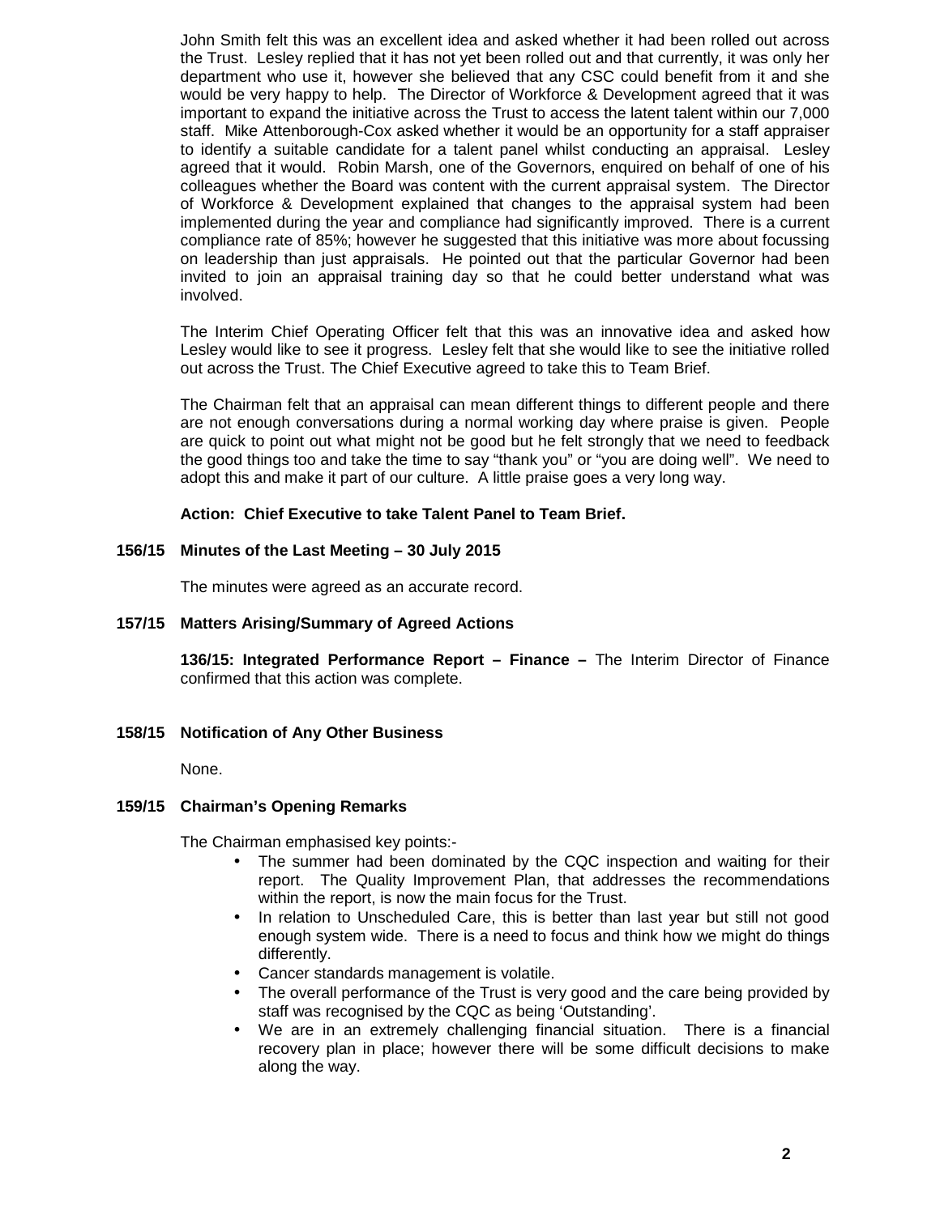John Smith felt this was an excellent idea and asked whether it had been rolled out across the Trust. Lesley replied that it has not yet been rolled out and that currently, it was only her department who use it, however she believed that any CSC could benefit from it and she would be very happy to help. The Director of Workforce & Development agreed that it was important to expand the initiative across the Trust to access the latent talent within our 7,000 staff. Mike Attenborough-Cox asked whether it would be an opportunity for a staff appraiser to identify a suitable candidate for a talent panel whilst conducting an appraisal. Lesley agreed that it would. Robin Marsh, one of the Governors, enquired on behalf of one of his colleagues whether the Board was content with the current appraisal system. The Director of Workforce & Development explained that changes to the appraisal system had been implemented during the year and compliance had significantly improved. There is a current compliance rate of 85%; however he suggested that this initiative was more about focussing on leadership than just appraisals. He pointed out that the particular Governor had been invited to join an appraisal training day so that he could better understand what was involved.

The Interim Chief Operating Officer felt that this was an innovative idea and asked how Lesley would like to see it progress. Lesley felt that she would like to see the initiative rolled out across the Trust. The Chief Executive agreed to take this to Team Brief.

The Chairman felt that an appraisal can mean different things to different people and there are not enough conversations during a normal working day where praise is given. People are quick to point out what might not be good but he felt strongly that we need to feedback the good things too and take the time to say "thank you" or "you are doing well". We need to adopt this and make it part of our culture. A little praise goes a very long way.

**Action: Chief Executive to take Talent Panel to Team Brief.**

**156/15 Minutes of the Last Meeting – 30 July 2015**

The minutes were agreed as an accurate record.

**157/15 Matters Arising/Summary of Agreed Actions**

**136/15: Integrated Performance Report – Finance –** The Interim Director of Finance confirmed that this action was complete.

**158/15 Notification of Any Other Business**

None.

**159/15 Chairman's Opening Remarks**

The Chairman emphasised key points:-

- The summer had been dominated by the CQC inspection and waiting for their report. The Quality Improvement Plan, that addresses the recommendations within the report, is now the main focus for the Trust.
- In relation to Unscheduled Care, this is better than last year but still not good enough system wide. There is a need to focus and think how we might do things differently.
- Cancer standards management is volatile.
- The overall performance of the Trust is very good and the care being provided by staff was recognised by the CQC as being 'Outstanding'.
- We are in an extremely challenging financial situation. There is a financial recovery plan in place; however there will be some difficult decisions to make along the way.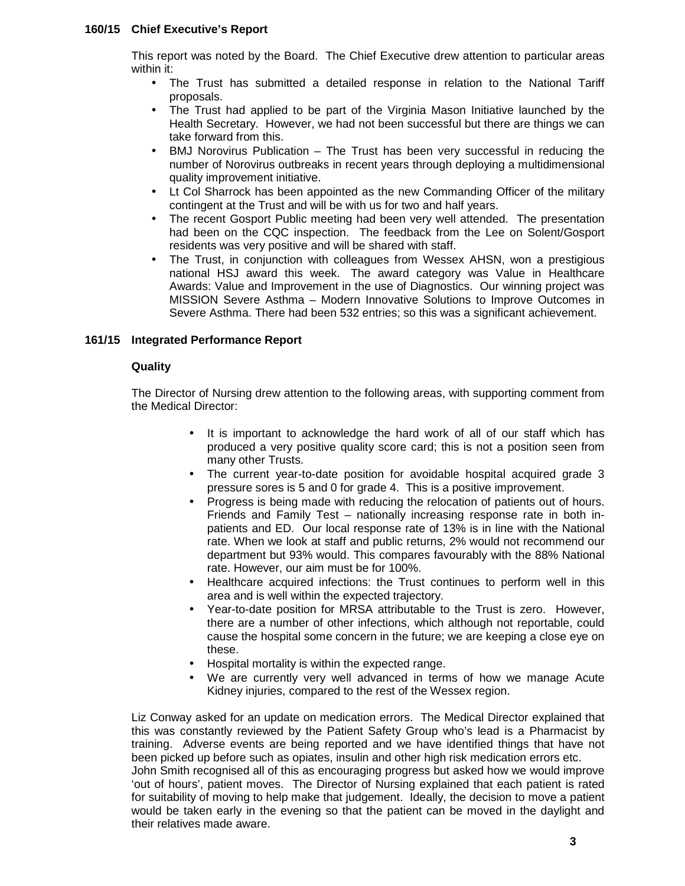**160/15 Chief Executive's Report**

This report was noted by the Board. The Chief Executive drew attention to particular areas within it:

- The Trust has submitted a detailed response in relation to the National Tariff proposals.
- The Trust had applied to be part of the Virginia Mason Initiative launched by the Health Secretary. However, we had not been successful but there are things we can take forward from this.
- BMJ Norovirus Publication – The Trust has been very successful in reducing the number of Norovirus outbreaks in recent years through deploying a multidimensional quality improvement initiative.
- Lt Col Sharrock has been appointed as the new Commanding Officer of the military contingent at the Trust and will be with us for two and half years.
- The recent Gosport Public meeting had been very well attended. The presentation had been on the CQC inspection. The feedback from the Lee on Solent/Gosport residents was very positive and will be shared with staff.
- The Trust, in conjunction with colleagues from Wessex AHSN, won a prestigious national HSJ award this week. The award category was Value in Healthcare Awards: Value and Improvement in the use of Diagnostics. Our winning project was MISSION Severe Asthma – Modern Innovative Solutions to Improve Outcomes in Severe Asthma. There had been 532 entries; so this was a significant achievement.

**161/15 Integrated Performance Report**

**Quality**

The Director of Nursing drew attention to the following areas, with supporting comment from the Medical Director:

- It is important to acknowledge the hard work of all of our staff which has produced a very positive quality score card; this is not a position seen from many other Trusts.
- The current year-to-date position for avoidable hospital acquired grade 3 pressure sores is 5 and 0 for grade 4. This is a positive improvement.
- Progress is being made with reducing the relocation of patients out of hours. Friends and Family Test – nationally increasing response rate in both in-patients and ED. Our local response rate of 13% is in line with the National rate. When we look at staff and public returns, 2% would not recommend our department but 93% would. This compares favourably with the 88% National rate. However, our aim must be for 100%.
- Healthcare acquired infections: the Trust continues to perform well in this area and is well within the expected trajectory.
- Year-to-date position for MRSA attributable to the Trust is zero. However, there are a number of other infections, which although not reportable, could cause the hospital some concern in the future; we are keeping a close eye on these.
- Hospital mortality is within the expected range.
- We are currently very well advanced in terms of how we manage Acute Kidney injuries, compared to the rest of the Wessex region.

Liz Conway asked for an update on medication errors. The Medical Director explained that this was constantly reviewed by the Patient Safety Group who's lead is a Pharmacist by training. Adverse events are being reported and we have identified things that have not been picked up before such as opiates, insulin and other high risk medication errors etc.
John Smith recognised all of this as encouraging progress but asked how we would improve 'out of hours', patient moves. The Director of Nursing explained that each patient is rated for suitability of moving to help make that judgement. Ideally, the decision to move a patient would be taken early in the evening so that the patient can be moved in the daylight and their relatives made aware.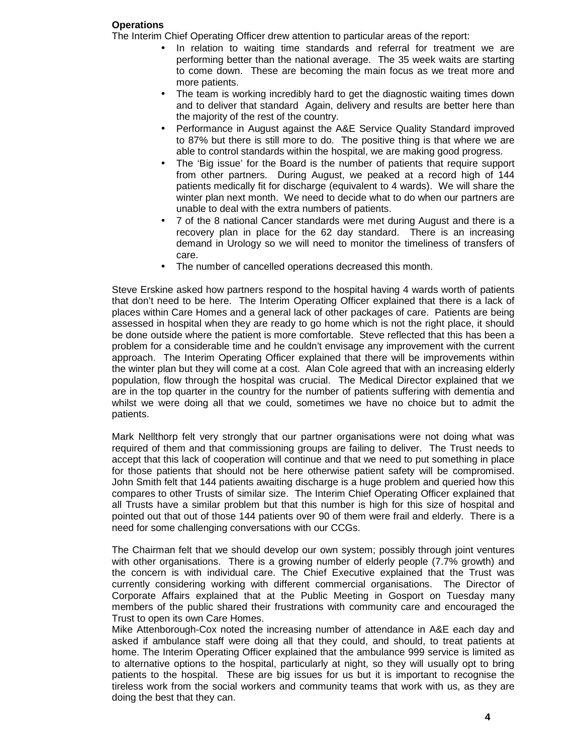**Operations**

The Interim Chief Operating Officer drew attention to particular areas of the report:

- In relation to waiting time standards and referral for treatment we are performing better than the national average. The 35 week waits are starting to come down. These are becoming the main focus as we treat more and more patients.
- The team is working incredibly hard to get the diagnostic waiting times down and to deliver that standard Again, delivery and results are better here than the majority of the rest of the country.
- Performance in August against the A&E Service Quality Standard improved to 87% but there is still more to do. The positive thing is that where we are able to control standards within the hospital, we are making good progress.
- The 'Big issue' for the Board is the number of patients that require support from other partners. During August, we peaked at a record high of 144 patients medically fit for discharge (equivalent to 4 wards). We will share the winter plan next month. We need to decide what to do when our partners are unable to deal with the extra numbers of patients.
- 7 of the 8 national Cancer standards were met during August and there is a recovery plan in place for the 62 day standard. There is an increasing demand in Urology so we will need to monitor the timeliness of transfers of care.
- The number of cancelled operations decreased this month.

Steve Erskine asked how partners respond to the hospital having 4 wards worth of patients that don't need to be here. The Interim Operating Officer explained that there is a lack of places within Care Homes and a general lack of other packages of care. Patients are being assessed in hospital when they are ready to go home which is not the right place, it should be done outside where the patient is more comfortable. Steve reflected that this has been a problem for a considerable time and he couldn't envisage any improvement with the current approach. The Interim Operating Officer explained that there will be improvements within the winter plan but they will come at a cost. Alan Cole agreed that with an increasing elderly population, flow through the hospital was crucial. The Medical Director explained that we are in the top quarter in the country for the number of patients suffering with dementia and whilst we were doing all that we could, sometimes we have no choice but to admit the patients.

Mark Nellthorp felt very strongly that our partner organisations were not doing what was required of them and that commissioning groups are failing to deliver. The Trust needs to accept that this lack of cooperation will continue and that we need to put something in place for those patients that should not be here otherwise patient safety will be compromised. John Smith felt that 144 patients awaiting discharge is a huge problem and queried how this compares to other Trusts of similar size. The Interim Chief Operating Officer explained that all Trusts have a similar problem but that this number is high for this size of hospital and pointed out that out of those 144 patients over 90 of them were frail and elderly. There is a need for some challenging conversations with our CCGs.

The Chairman felt that we should develop our own system; possibly through joint ventures with other organisations. There is a growing number of elderly people (7.7% growth) and the concern is with individual care. The Chief Executive explained that the Trust was currently considering working with different commercial organisations. The Director of Corporate Affairs explained that at the Public Meeting in Gosport on Tuesday many members of the public shared their frustrations with community care and encouraged the Trust to open its own Care Homes.

Mike Attenborough-Cox noted the increasing number of attendance in A&E each day and asked if ambulance staff were doing all that they could, and should, to treat patients at home. The Interim Operating Officer explained that the ambulance 999 service is limited as to alternative options to the hospital, particularly at night, so they will usually opt to bring patients to the hospital. These are big issues for us but it is important to recognise the tireless work from the social workers and community teams that work with us, as they are doing the best that they can.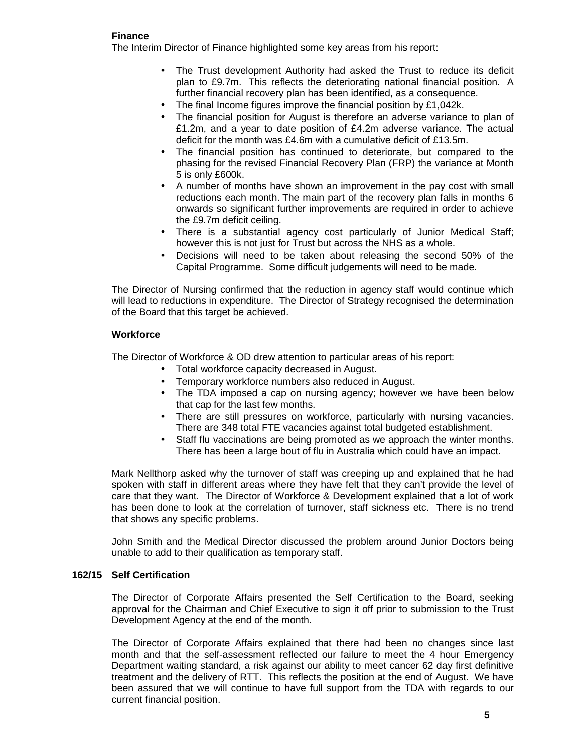**Finance**

The Interim Director of Finance highlighted some key areas from his report:

- The Trust development Authority had asked the Trust to reduce its deficit plan to £9.7m. This reflects the deteriorating national financial position. A further financial recovery plan has been identified, as a consequence.
- The final Income figures improve the financial position by £1,042k.
- The financial position for August is therefore an adverse variance to plan of £1.2m, and a year to date position of £4.2m adverse variance. The actual deficit for the month was £4.6m with a cumulative deficit of £13.5m.
- The financial position has continued to deteriorate, but compared to the phasing for the revised Financial Recovery Plan (FRP) the variance at Month 5 is only £600k.
- A number of months have shown an improvement in the pay cost with small reductions each month. The main part of the recovery plan falls in months 6 onwards so significant further improvements are required in order to achieve the £9.7m deficit ceiling.
- There is a substantial agency cost particularly of Junior Medical Staff; however this is not just for Trust but across the NHS as a whole.
- Decisions will need to be taken about releasing the second 50% of the Capital Programme. Some difficult judgements will need to be made.

The Director of Nursing confirmed that the reduction in agency staff would continue which will lead to reductions in expenditure. The Director of Strategy recognised the determination of the Board that this target be achieved.

**Workforce**

The Director of Workforce & OD drew attention to particular areas of his report:

- Total workforce capacity decreased in August.
- Temporary workforce numbers also reduced in August.
- The TDA imposed a cap on nursing agency; however we have been below that cap for the last few months.
- There are still pressures on workforce, particularly with nursing vacancies. There are 348 total FTE vacancies against total budgeted establishment.
- Staff flu vaccinations are being promoted as we approach the winter months. There has been a large bout of flu in Australia which could have an impact.

Mark Nellthorp asked why the turnover of staff was creeping up and explained that he had spoken with staff in different areas where they have felt that they can't provide the level of care that they want. The Director of Workforce & Development explained that a lot of work has been done to look at the correlation of turnover, staff sickness etc. There is no trend that shows any specific problems.

John Smith and the Medical Director discussed the problem around Junior Doctors being unable to add to their qualification as temporary staff.

**162/15 Self Certification**

The Director of Corporate Affairs presented the Self Certification to the Board, seeking approval for the Chairman and Chief Executive to sign it off prior to submission to the Trust Development Agency at the end of the month.

The Director of Corporate Affairs explained that there had been no changes since last month and that the self-assessment reflected our failure to meet the 4 hour Emergency Department waiting standard, a risk against our ability to meet cancer 62 day first definitive treatment and the delivery of RTT. This reflects the position at the end of August. We have been assured that we will continue to have full support from the TDA with regards to our current financial position.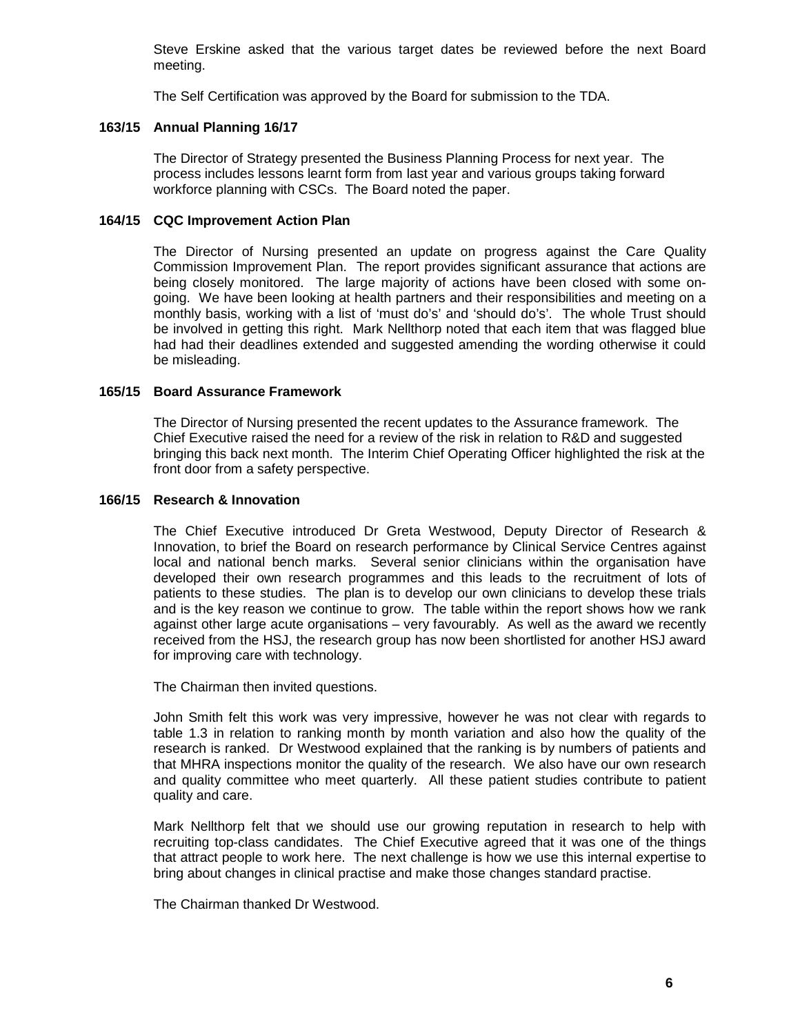Steve Erskine asked that the various target dates be reviewed before the next Board meeting.

The Self Certification was approved by the Board for submission to the TDA.

**163/15 Annual Planning 16/17**

The Director of Strategy presented the Business Planning Process for next year. The process includes lessons learnt form from last year and various groups taking forward workforce planning with CSCs. The Board noted the paper.

**164/15 CQC Improvement Action Plan**

The Director of Nursing presented an update on progress against the Care Quality Commission Improvement Plan. The report provides significant assurance that actions are being closely monitored. The large majority of actions have been closed with some on-going. We have been looking at health partners and their responsibilities and meeting on a monthly basis, working with a list of 'must do's' and 'should do's'. The whole Trust should be involved in getting this right. Mark Nellthorp noted that each item that was flagged blue had had their deadlines extended and suggested amending the wording otherwise it could be misleading.

**165/15 Board Assurance Framework**

The Director of Nursing presented the recent updates to the Assurance framework. The Chief Executive raised the need for a review of the risk in relation to R&D and suggested bringing this back next month. The Interim Chief Operating Officer highlighted the risk at the front door from a safety perspective.

**166/15 Research & Innovation**

The Chief Executive introduced Dr Greta Westwood, Deputy Director of Research & Innovation, to brief the Board on research performance by Clinical Service Centres against local and national bench marks. Several senior clinicians within the organisation have developed their own research programmes and this leads to the recruitment of lots of patients to these studies. The plan is to develop our own clinicians to develop these trials and is the key reason we continue to grow. The table within the report shows how we rank against other large acute organisations – very favourably. As well as the award we recently received from the HSJ, the research group has now been shortlisted for another HSJ award for improving care with technology.

The Chairman then invited questions.

John Smith felt this work was very impressive, however he was not clear with regards to table 1.3 in relation to ranking month by month variation and also how the quality of the research is ranked. Dr Westwood explained that the ranking is by numbers of patients and that MHRA inspections monitor the quality of the research. We also have our own research and quality committee who meet quarterly. All these patient studies contribute to patient quality and care.

Mark Nellthorp felt that we should use our growing reputation in research to help with recruiting top-class candidates. The Chief Executive agreed that it was one of the things that attract people to work here. The next challenge is how we use this internal expertise to bring about changes in clinical practise and make those changes standard practise.

The Chairman thanked Dr Westwood.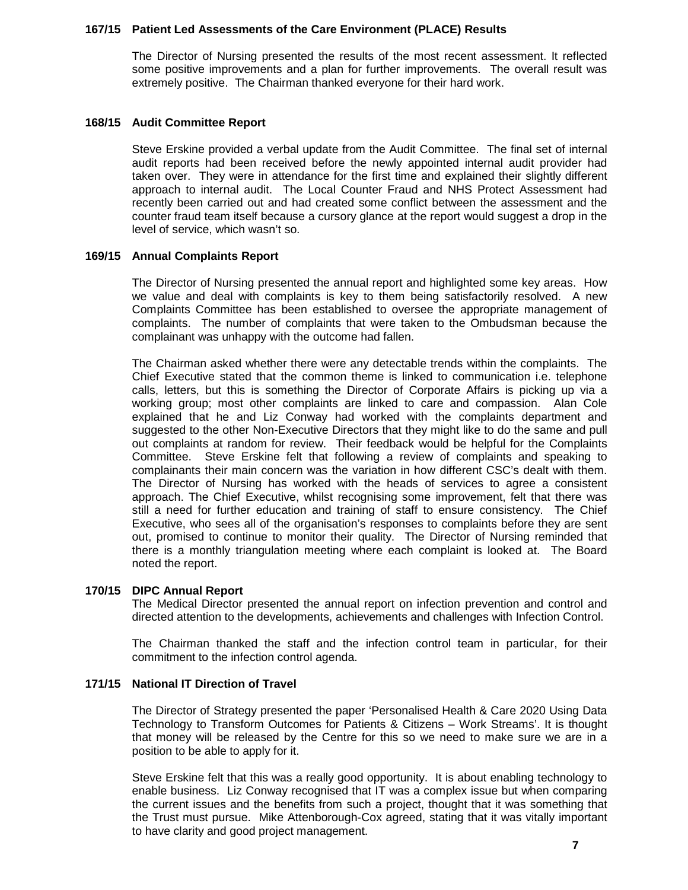### 167/15 Patient Led Assessments of the Care Environment (PLACE) Results

The Director of Nursing presented the results of the most recent assessment. It reflected some positive improvements and a plan for further improvements. The overall result was extremely positive. The Chairman thanked everyone for their hard work.

### 168/15 Audit Committee Report

Steve Erskine provided a verbal update from the Audit Committee. The final set of internal audit reports had been received before the newly appointed internal audit provider had taken over. They were in attendance for the first time and explained their slightly different approach to internal audit. The Local Counter Fraud and NHS Protect Assessment had recently been carried out and had created some conflict between the assessment and the counter fraud team itself because a cursory glance at the report would suggest a drop in the level of service, which wasn't so.

### 169/15 Annual Complaints Report

The Director of Nursing presented the annual report and highlighted some key areas. How we value and deal with complaints is key to them being satisfactorily resolved. A new Complaints Committee has been established to oversee the appropriate management of complaints. The number of complaints that were taken to the Ombudsman because the complainant was unhappy with the outcome had fallen.

The Chairman asked whether there were any detectable trends within the complaints. The Chief Executive stated that the common theme is linked to communication i.e. telephone calls, letters, but this is something the Director of Corporate Affairs is picking up via a working group; most other complaints are linked to care and compassion. Alan Cole explained that he and Liz Conway had worked with the complaints department and suggested to the other Non-Executive Directors that they might like to do the same and pull out complaints at random for review. Their feedback would be helpful for the Complaints Committee. Steve Erskine felt that following a review of complaints and speaking to complainants their main concern was the variation in how different CSC's dealt with them. The Director of Nursing has worked with the heads of services to agree a consistent approach. The Chief Executive, whilst recognising some improvement, felt that there was still a need for further education and training of staff to ensure consistency. The Chief Executive, who sees all of the organisation's responses to complaints before they are sent out, promised to continue to monitor their quality. The Director of Nursing reminded that there is a monthly triangulation meeting where each complaint is looked at. The Board noted the report.

### 170/15 DIPC Annual Report

The Medical Director presented the annual report on infection prevention and control and directed attention to the developments, achievements and challenges with Infection Control.

The Chairman thanked the staff and the infection control team in particular, for their commitment to the infection control agenda.

### 171/15 National IT Direction of Travel

The Director of Strategy presented the paper 'Personalised Health & Care 2020 Using Data Technology to Transform Outcomes for Patients & Citizens – Work Streams'. It is thought that money will be released by the Centre for this so we need to make sure we are in a position to be able to apply for it.

Steve Erskine felt that this was a really good opportunity. It is about enabling technology to enable business. Liz Conway recognised that IT was a complex issue but when comparing the current issues and the benefits from such a project, thought that it was something that the Trust must pursue. Mike Attenborough-Cox agreed, stating that it was vitally important to have clarity and good project management.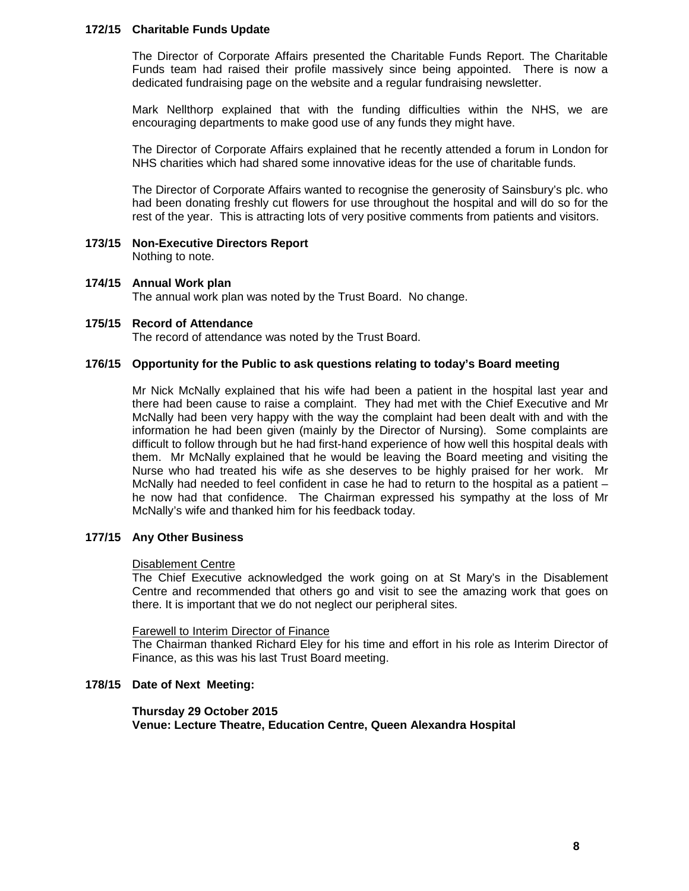**172/15 Charitable Funds Update**

The Director of Corporate Affairs presented the Charitable Funds Report. The Charitable Funds team had raised their profile massively since being appointed. There is now a dedicated fundraising page on the website and a regular fundraising newsletter.

Mark Nellthorp explained that with the funding difficulties within the NHS, we are encouraging departments to make good use of any funds they might have.

The Director of Corporate Affairs explained that he recently attended a forum in London for NHS charities which had shared some innovative ideas for the use of charitable funds.

The Director of Corporate Affairs wanted to recognise the generosity of Sainsbury's plc. who had been donating freshly cut flowers for use throughout the hospital and will do so for the rest of the year. This is attracting lots of very positive comments from patients and visitors.

**173/15 Non-Executive Directors Report**

Nothing to note.

**174/15 Annual Work plan**

The annual work plan was noted by the Trust Board. No change.

**175/15 Record of Attendance**

The record of attendance was noted by the Trust Board.

**176/15 Opportunity for the Public to ask questions relating to today's Board meeting**

Mr Nick McNally explained that his wife had been a patient in the hospital last year and there had been cause to raise a complaint. They had met with the Chief Executive and Mr McNally had been very happy with the way the complaint had been dealt with and with the information he had been given (mainly by the Director of Nursing). Some complaints are difficult to follow through but he had first-hand experience of how well this hospital deals with them. Mr McNally explained that he would be leaving the Board meeting and visiting the Nurse who had treated his wife as she deserves to be highly praised for her work. Mr McNally had needed to feel confident in case he had to return to the hospital as a patient – he now had that confidence. The Chairman expressed his sympathy at the loss of Mr McNally's wife and thanked him for his feedback today.

**177/15 Any Other Business**

Disablement Centre

The Chief Executive acknowledged the work going on at St Mary's in the Disablement Centre and recommended that others go and visit to see the amazing work that goes on there. It is important that we do not neglect our peripheral sites.

Farewell to Interim Director of Finance

The Chairman thanked Richard Eley for his time and effort in his role as Interim Director of Finance, as this was his last Trust Board meeting.

**178/15 Date of Next Meeting:**

**Thursday 29 October 2015**
**Venue: Lecture Theatre, Education Centre, Queen Alexandra Hospital**